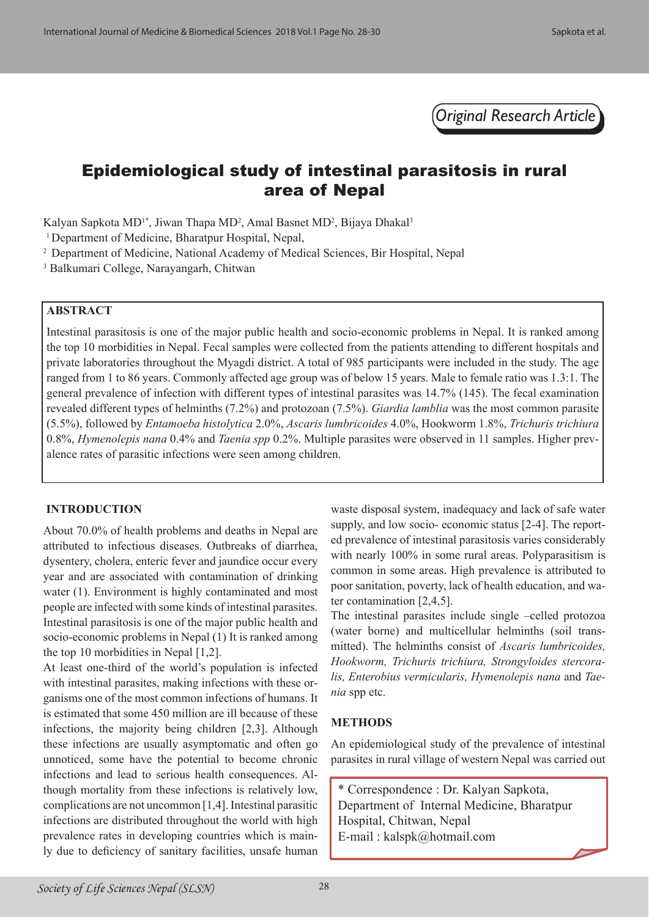*Original Research Article*

# Epidemiological study of intestinal parasitosis in rural area of Nepal

Kalyan Sapkota MD[1*], Jiwan Thapa MD[2], Amal Basnet MD[2], Bijaya Dhakal[3]

[1] Department of Medicine, Bharatpur Hospital, Nepal,

[2] Department of Medicine, National Academy of Medical Sciences, Bir Hospital, Nepal

[3] Balkumari College, Narayangarh, Chitwan

## ABSTRACT

Intestinal parasitosis is one of the major public health and socio-economic problems in Nepal. It is ranked among the top 10 morbidities in Nepal. Fecal samples were collected from the patients attending to different hospitals and private laboratories throughout the Myagdi district. A total of 985 participants were included in the study. The age ranged from 1 to 86 years. Commonly affected age group was of below 15 years. Male to female ratio was 1.3:1. The general prevalence of infection with different types of intestinal parasites was 14.7% (145). The fecal examination revealed different types of helminths (7.2%) and protozoan (7.5%). *Giardia lamblia* was the most common parasite (5.5%), followed by *Entamoeba histolytica* 2.0%, *Ascaris lumbricoides* 4.0%, Hookworm 1.8%, *Trichuris trichiura* 0.8%, *Hymenolepis nana* 0.4% and *Taenia spp* 0.2%. Multiple parasites were observed in 11 samples. Higher prevalence rates of parasitic infections were seen among children.

## INTRODUCTION

About 70.0% of health problems and deaths in Nepal are attributed to infectious diseases. Outbreaks of diarrhea, dysentery, cholera, enteric fever and jaundice occur every year and are associated with contamination of drinking water (1). Environment is highly contaminated and most people are infected with some kinds of intestinal parasites. Intestinal parasitosis is one of the major public health and socio-economic problems in Nepal (1) It is ranked among the top 10 morbidities in Nepal [1,2].

At least one-third of the world's population is infected with intestinal parasites, making infections with these organisms one of the most common infections of humans. It is estimated that some 450 million are ill because of these infections, the majority being children [2,3]. Although these infections are usually asymptomatic and often go unnoticed, some have the potential to become chronic infections and lead to serious health consequences. Although mortality from these infections is relatively low, complications are not uncommon [1,4]. Intestinal parasitic infections are distributed throughout the world with high prevalence rates in developing countries which is mainly due to deficiency of sanitary facilities, unsafe human waste disposal system, inadequacy and lack of safe water supply, and low socio- economic status [2-4]. The reported prevalence of intestinal parasitosis varies considerably with nearly 100% in some rural areas. Polyparasitism is common in some areas. High prevalence is attributed to poor sanitation, poverty, lack of health education, and water contamination [2,4,5].

The intestinal parasites include single –celled protozoa (water borne) and multicellular helminths (soil transmitted). The helminths consist of *Ascaris lumbricoides, Hookworm, Trichuris trichiura, Strongyloides stercoralis, Enterobius vermicularis, Hymenolepis nana* and *Taenia* spp etc.

## METHODS

An epidemiological study of the prevalence of intestinal parasites in rural village of western Nepal was carried out

\* Correspondence : Dr. Kalyan Sapkota, Department of Internal Medicine, Bharatpur Hospital, Chitwan, Nepal
E-mail : kalspk@hotmail.com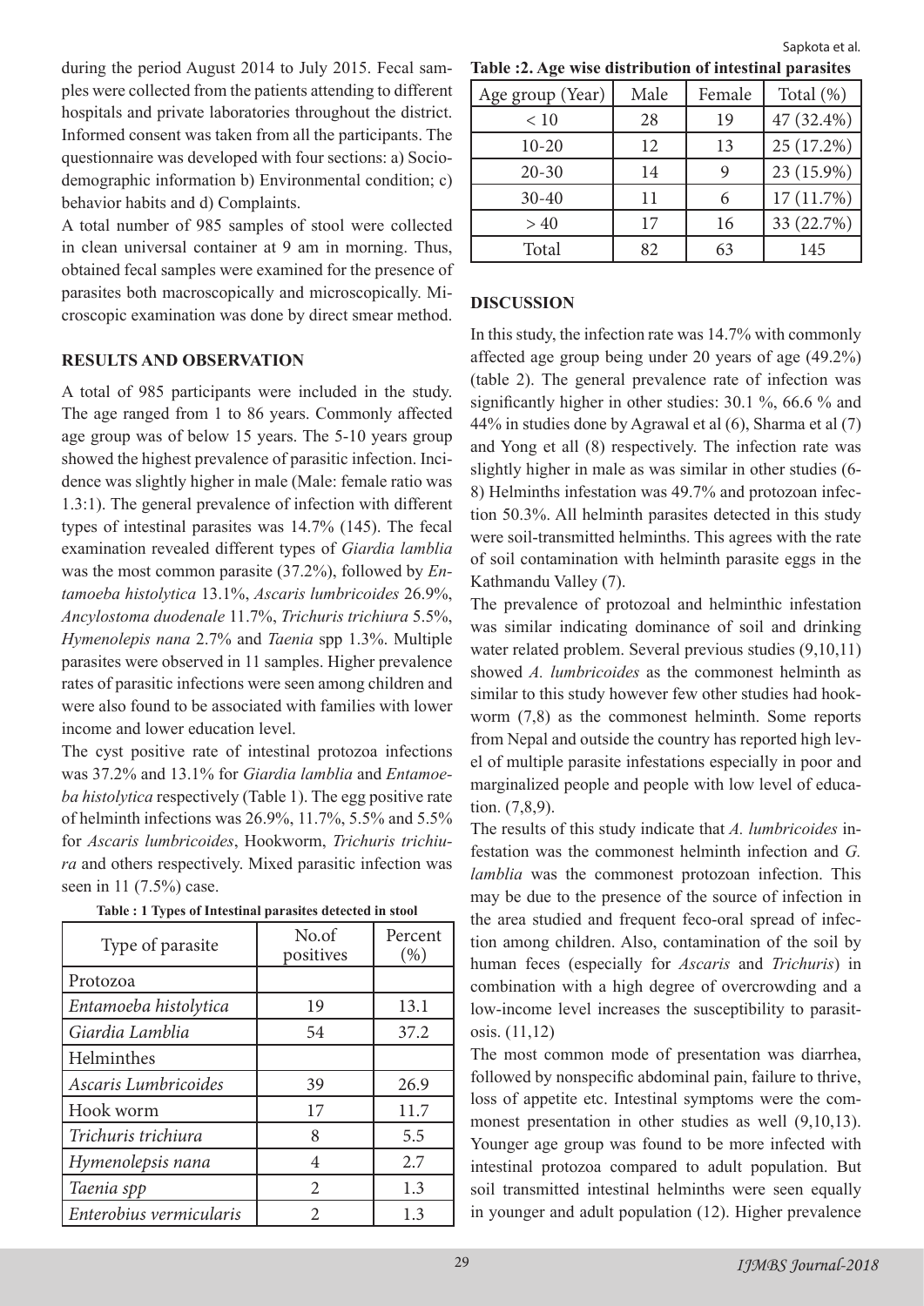during the period August 2014 to July 2015. Fecal samples were collected from the patients attending to different hospitals and private laboratories throughout the district. Informed consent was taken from all the participants. The questionnaire was developed with four sections: a) Socio-demographic information b) Environmental condition; c) behavior habits and d) Complaints.

A total number of 985 samples of stool were collected in clean universal container at 9 am in morning. Thus, obtained fecal samples were examined for the presence of parasites both macroscopically and microscopically. Microscopic examination was done by direct smear method.

## RESULTS AND OBSERVATION

A total of 985 participants were included in the study. The age ranged from 1 to 86 years. Commonly affected age group was of below 15 years. The 5-10 years group showed the highest prevalence of parasitic infection. Incidence was slightly higher in male (Male: female ratio was 1.3:1). The general prevalence of infection with different types of intestinal parasites was 14.7% (145). The fecal examination revealed different types of *Giardia lamblia* was the most common parasite (37.2%), followed by *Entamoeba histolytica* 13.1%, *Ascaris lumbricoides* 26.9%, *Ancylostoma duodenale* 11.7%, *Trichuris trichiura* 5.5%, *Hymenolepis nana* 2.7% and *Taenia* spp 1.3%. Multiple parasites were observed in 11 samples. Higher prevalence rates of parasitic infections were seen among children and were also found to be associated with families with lower income and lower education level.

The cyst positive rate of intestinal protozoa infections was 37.2% and 13.1% for *Giardia lamblia* and *Entamoeba histolytica* respectively (Table 1). The egg positive rate of helminth infections was 26.9%, 11.7%, 5.5% and 5.5% for *Ascaris lumbricoides*, Hookworm, *Trichuris trichiura* and others respectively. Mixed parasitic infection was seen in 11 (7.5%) case.

**Table : 1 Types of Intestinal parasites detected in stool**

| Type of parasite | No.of positives | Percent (%) |
|---|---|---|
| Protozoa | | |
| *Entamoeba histolytica* | 19 | 13.1 |
| *Giardia Lamblia* | 54 | 37.2 |
| Helminthes | | |
| *Ascaris Lumbricoides* | 39 | 26.9 |
| Hook worm | 17 | 11.7 |
| *Trichuris trichiura* | 8 | 5.5 |
| *Hymenolepsis nana* | 4 | 2.7 |
| *Taenia spp* | 2 | 1.3 |
| *Enterobius vermicularis* | 2 | 1.3 |

**Table :2. Age wise distribution of intestinal parasites**

| Age group (Year) | Male | Female | Total (%) |
|---|---|---|---|
| < 10 | 28 | 19 | 47 (32.4%) |
| 10-20 | 12 | 13 | 25 (17.2%) |
| 20-30 | 14 | 9 | 23 (15.9%) |
| 30-40 | 11 | 6 | 17 (11.7%) |
| > 40 | 17 | 16 | 33 (22.7%) |
| Total | 82 | 63 | 145 |

## DISCUSSION

In this study, the infection rate was 14.7% with commonly affected age group being under 20 years of age (49.2%) (table 2). The general prevalence rate of infection was significantly higher in other studies: 30.1 %, 66.6 % and 44% in studies done by Agrawal et al (6), Sharma et al (7) and Yong et all (8) respectively. The infection rate was slightly higher in male as was similar in other studies (6-8) Helminths infestation was 49.7% and protozoan infection 50.3%. All helminth parasites detected in this study were soil-transmitted helminths. This agrees with the rate of soil contamination with helminth parasite eggs in the Kathmandu Valley (7).

The prevalence of protozoal and helminthic infestation was similar indicating dominance of soil and drinking water related problem. Several previous studies (9,10,11) showed *A. lumbricoides* as the commonest helminth as similar to this study however few other studies had hookworm (7,8) as the commonest helminth. Some reports from Nepal and outside the country has reported high level of multiple parasite infestations especially in poor and marginalized people and people with low level of education. (7,8,9).

The results of this study indicate that *A. lumbricoides* infestation was the commonest helminth infection and *G. lamblia* was the commonest protozoan infection. This may be due to the presence of the source of infection in the area studied and frequent feco-oral spread of infection among children. Also, contamination of the soil by human feces (especially for *Ascaris* and *Trichuris*) in combination with a high degree of overcrowding and a low-income level increases the susceptibility to parasitosis. (11,12)

The most common mode of presentation was diarrhea, followed by nonspecific abdominal pain, failure to thrive, loss of appetite etc. Intestinal symptoms were the commonest presentation in other studies as well (9,10,13). Younger age group was found to be more infected with intestinal protozoa compared to adult population. But soil transmitted intestinal helminths were seen equally in younger and adult population (12). Higher prevalence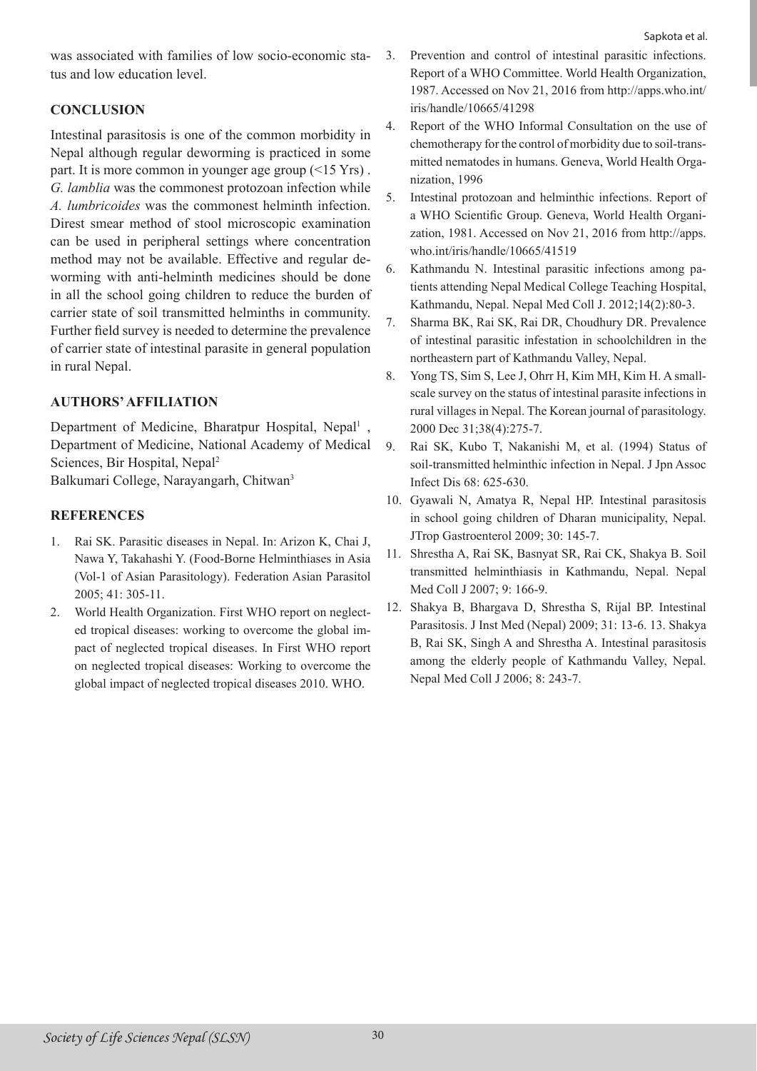was associated with families of low socio-economic status and low education level.

## CONCLUSION

Intestinal parasitosis is one of the common morbidity in Nepal although regular deworming is practiced in some part. It is more common in younger age group (<15 Yrs) . *G. lamblia* was the commonest protozoan infection while *A. lumbricoides* was the commonest helminth infection. Direst smear method of stool microscopic examination can be used in peripheral settings where concentration method may not be available. Effective and regular deworming with anti-helminth medicines should be done in all the school going children to reduce the burden of carrier state of soil transmitted helminths in community. Further field survey is needed to determine the prevalence of carrier state of intestinal parasite in general population in rural Nepal.

## AUTHORS' AFFILIATION

Department of Medicine, Bharatpur Hospital, Nepal[1] , Department of Medicine, National Academy of Medical Sciences, Bir Hospital, Nepal[2]
Balkumari College, Narayangarh, Chitwan[3]

## REFERENCES

1. Rai SK. Parasitic diseases in Nepal. In: Arizon K, Chai J, Nawa Y, Takahashi Y. (Food-Borne Helminthiases in Asia (Vol-1 of Asian Parasitology). Federation Asian Parasitol 2005; 41: 305-11.
2. World Health Organization. First WHO report on neglected tropical diseases: working to overcome the global impact of neglected tropical diseases. In First WHO report on neglected tropical diseases: Working to overcome the global impact of neglected tropical diseases 2010. WHO.
3. Prevention and control of intestinal parasitic infections. Report of a WHO Committee. World Health Organization, 1987. Accessed on Nov 21, 2016 from http://apps.who.int/iris/handle/10665/41298
4. Report of the WHO Informal Consultation on the use of chemotherapy for the control of morbidity due to soil-transmitted nematodes in humans. Geneva, World Health Organization, 1996
5. Intestinal protozoan and helminthic infections. Report of a WHO Scientific Group. Geneva, World Health Organization, 1981. Accessed on Nov 21, 2016 from http://apps.who.int/iris/handle/10665/41519
6. Kathmandu N. Intestinal parasitic infections among patients attending Nepal Medical College Teaching Hospital, Kathmandu, Nepal. Nepal Med Coll J. 2012;14(2):80-3.
7. Sharma BK, Rai SK, Rai DR, Choudhury DR. Prevalence of intestinal parasitic infestation in schoolchildren in the northeastern part of Kathmandu Valley, Nepal.
8. Yong TS, Sim S, Lee J, Ohrr H, Kim MH, Kim H. A small-scale survey on the status of intestinal parasite infections in rural villages in Nepal. The Korean journal of parasitology. 2000 Dec 31;38(4):275-7.
9. Rai SK, Kubo T, Nakanishi M, et al. (1994) Status of soil-transmitted helminthic infection in Nepal. J Jpn Assoc Infect Dis 68: 625-630.
10. Gyawali N, Amatya R, Nepal HP. Intestinal parasitosis in school going children of Dharan municipality, Nepal. JTrop Gastroenterol 2009; 30: 145-7.
11. Shrestha A, Rai SK, Basnyat SR, Rai CK, Shakya B. Soil transmitted helminthiasis in Kathmandu, Nepal. Nepal Med Coll J 2007; 9: 166-9.
12. Shakya B, Bhargava D, Shrestha S, Rijal BP. Intestinal Parasitosis. J Inst Med (Nepal) 2009; 31: 13-6. 13. Shakya B, Rai SK, Singh A and Shrestha A. Intestinal parasitosis among the elderly people of Kathmandu Valley, Nepal. Nepal Med Coll J 2006; 8: 243-7.